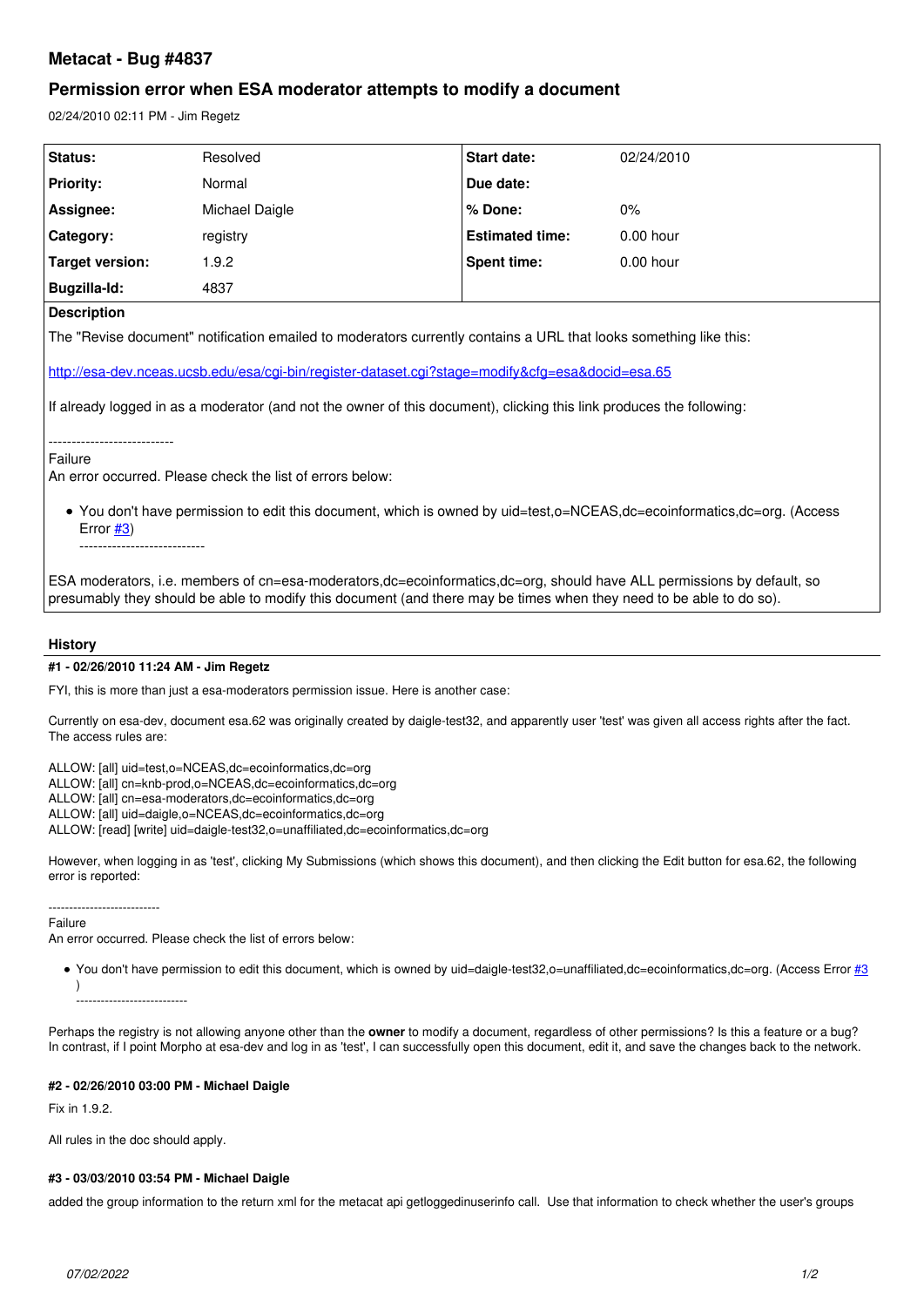# Metacat - Bug #4837

## Permission error when ESA moderator attempts to modify a document

02/24/2010 02:11 PM - Jim Regetz

| Status: | Resolved | Start date: | 02/24/2010 |
| --- | --- | --- | --- |
| Priority: | Normal | Due date: | |
| Assignee: | Michael Daigle | % Done: | 0% |
| Category: | registry | Estimated time: | 0.00 hour |
| Target version: | 1.9.2 | Spent time: | 0.00 hour |
| Bugzilla-Id: | 4837 | | |

**Description**

The "Revise document" notification emailed to moderators currently contains a URL that looks something like this:

http://esa-dev.nceas.ucsb.edu/esa/cgi-bin/register-dataset.cgi?stage=modify&cfg=esa&docid=esa.65

If already logged in as a moderator (and not the owner of this document), clicking this link produces the following:

---------------------------
Failure
An error occurred. Please check the list of errors below:

- You don't have permission to edit this document, which is owned by uid=test,o=NCEAS,dc=ecoinformatics,dc=org. (Access Error #3)
---------------------------

ESA moderators, i.e. members of cn=esa-moderators,dc=ecoinformatics,dc=org, should have ALL permissions by default, so presumably they should be able to modify this document (and there may be times when they need to be able to do so).

### History

**#1 - 02/26/2010 11:24 AM - Jim Regetz**

FYI, this is more than just a esa-moderators permission issue. Here is another case:

Currently on esa-dev, document esa.62 was originally created by daigle-test32, and apparently user 'test' was given all access rights after the fact. The access rules are:

ALLOW: [all] uid=test,o=NCEAS,dc=ecoinformatics,dc=org
ALLOW: [all] cn=knb-prod,o=NCEAS,dc=ecoinformatics,dc=org
ALLOW: [all] cn=esa-moderators,dc=ecoinformatics,dc=org
ALLOW: [all] uid=daigle,o=NCEAS,dc=ecoinformatics,dc=org
ALLOW: [read] [write] uid=daigle-test32,o=unaffiliated,dc=ecoinformatics,dc=org

However, when logging in as 'test', clicking My Submissions (which shows this document), and then clicking the Edit button for esa.62, the following error is reported:

---------------------------
Failure
An error occurred. Please check the list of errors below:

- You don't have permission to edit this document, which is owned by uid=daigle-test32,o=unaffiliated,dc=ecoinformatics,dc=org. (Access Error #3)
---------------------------

Perhaps the registry is not allowing anyone other than the **owner** to modify a document, regardless of other permissions? Is this a feature or a bug? In contrast, if I point Morpho at esa-dev and log in as 'test', I can successfully open this document, edit it, and save the changes back to the network.

**#2 - 02/26/2010 03:00 PM - Michael Daigle**

Fix in 1.9.2.

All rules in the doc should apply.

**#3 - 03/03/2010 03:54 PM - Michael Daigle**

added the group information to the return xml for the metacat api getloggedinuserinfo call. Use that information to check whether the user's groups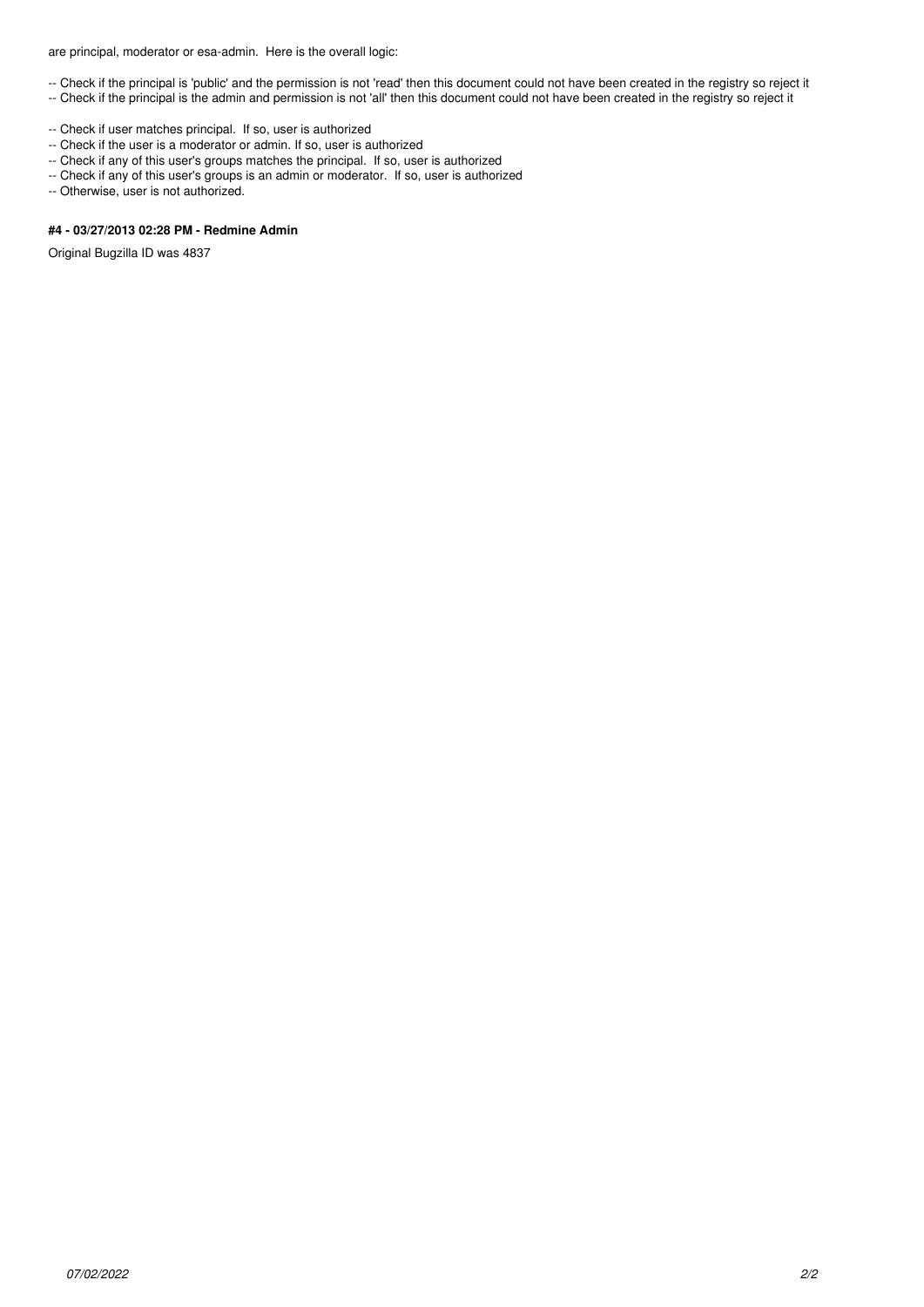are principal, moderator or esa-admin. Here is the overall logic:

-- Check if the principal is 'public' and the permission is not 'read' then this document could not have been created in the registry so reject it
-- Check if the principal is the admin and permission is not 'all' then this document could not have been created in the registry so reject it

-- Check if user matches principal. If so, user is authorized
-- Check if the user is a moderator or admin. If so, user is authorized
-- Check if any of this user's groups matches the principal. If so, user is authorized
-- Check if any of this user's groups is an admin or moderator. If so, user is authorized
-- Otherwise, user is not authorized.

#### #4 - 03/27/2013 02:28 PM - Redmine Admin

Original Bugzilla ID was 4837